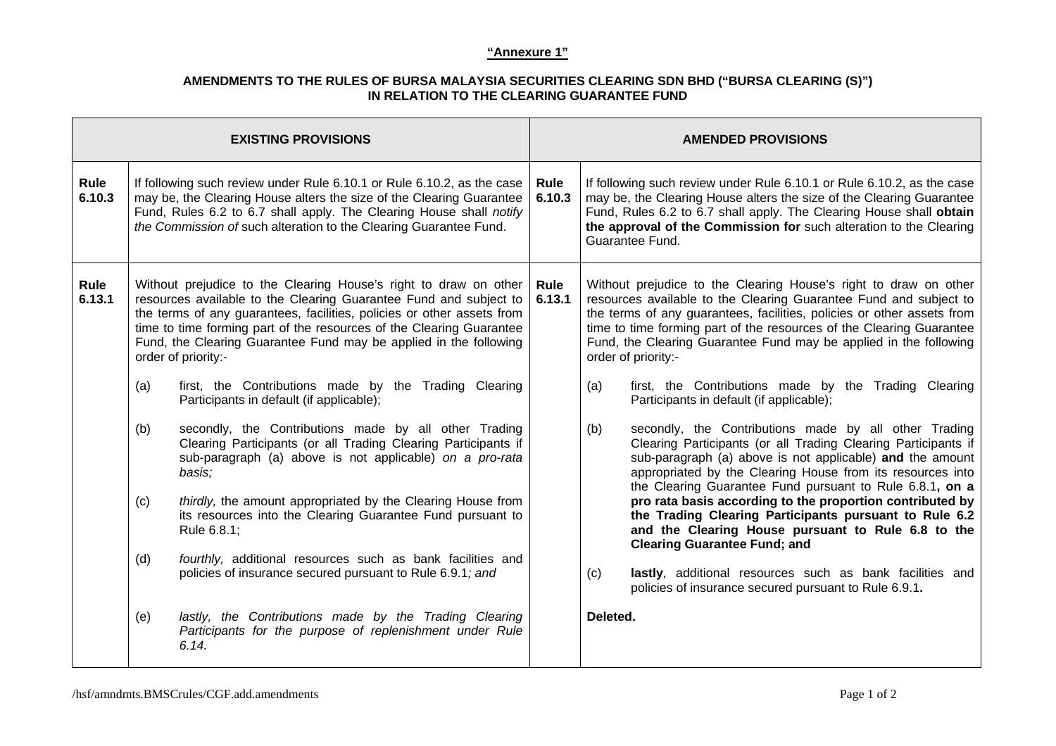**"Annexure 1"**

**AMENDMENTS TO THE RULES OF BURSA MALAYSIA SECURITIES CLEARING SDN BHD ("BURSA CLEARING (S)") IN RELATION TO THE CLEARING GUARANTEE FUND**

| EXISTING PROVISIONS | | AMENDED PROVISIONS | |
|---|---|---|---|
| **Rule 6.10.3** | If following such review under Rule 6.10.1 or Rule 6.10.2, as the case may be, the Clearing House alters the size of the Clearing Guarantee Fund, Rules 6.2 to 6.7 shall apply. The Clearing House shall *notify the Commission of* such alteration to the Clearing Guarantee Fund. | **Rule 6.10.3** | If following such review under Rule 6.10.1 or Rule 6.10.2, as the case may be, the Clearing House alters the size of the Clearing Guarantee Fund, Rules 6.2 to 6.7 shall apply. The Clearing House shall **obtain the approval of the Commission for** such alteration to the Clearing Guarantee Fund. |
| **Rule 6.13.1** | Without prejudice to the Clearing House's right to draw on other resources available to the Clearing Guarantee Fund and subject to the terms of any guarantees, facilities, policies or other assets from time to time forming part of the resources of the Clearing Guarantee Fund, the Clearing Guarantee Fund may be applied in the following order of priority:-<br><br>(a) first, the Contributions made by the Trading Clearing Participants in default (if applicable);<br><br>(b) secondly, the Contributions made by all other Trading Clearing Participants (or all Trading Clearing Participants if sub-paragraph (a) above is not applicable) *on a pro-rata basis;*<br><br>(c) *thirdly,* the amount appropriated by the Clearing House from its resources into the Clearing Guarantee Fund pursuant to Rule 6.8.1;<br><br>(d) *fourthly,* additional resources such as bank facilities and policies of insurance secured pursuant to Rule 6.9.1*; and*<br><br>(e) *lastly, the Contributions made by the Trading Clearing Participants for the purpose of replenishment under Rule 6.14.* | **Rule 6.13.1** | Without prejudice to the Clearing House's right to draw on other resources available to the Clearing Guarantee Fund and subject to the terms of any guarantees, facilities, policies or other assets from time to time forming part of the resources of the Clearing Guarantee Fund, the Clearing Guarantee Fund may be applied in the following order of priority:-<br><br>(a) first, the Contributions made by the Trading Clearing Participants in default (if applicable);<br><br>(b) secondly, the Contributions made by all other Trading Clearing Participants (or all Trading Clearing Participants if sub-paragraph (a) above is not applicable) **and** the amount appropriated by the Clearing House from its resources into the Clearing Guarantee Fund pursuant to Rule 6.8.1**, on a pro rata basis according to the proportion contributed by the Trading Clearing Participants pursuant to Rule 6.2 and the Clearing House pursuant to Rule 6.8 to the Clearing Guarantee Fund; and**<br><br>(c) **lastly**, additional resources such as bank facilities and policies of insurance secured pursuant to Rule 6.9.1**.**<br><br>**Deleted.** |

/hsf/amndmts.BMSCrules/CGF.add.amendments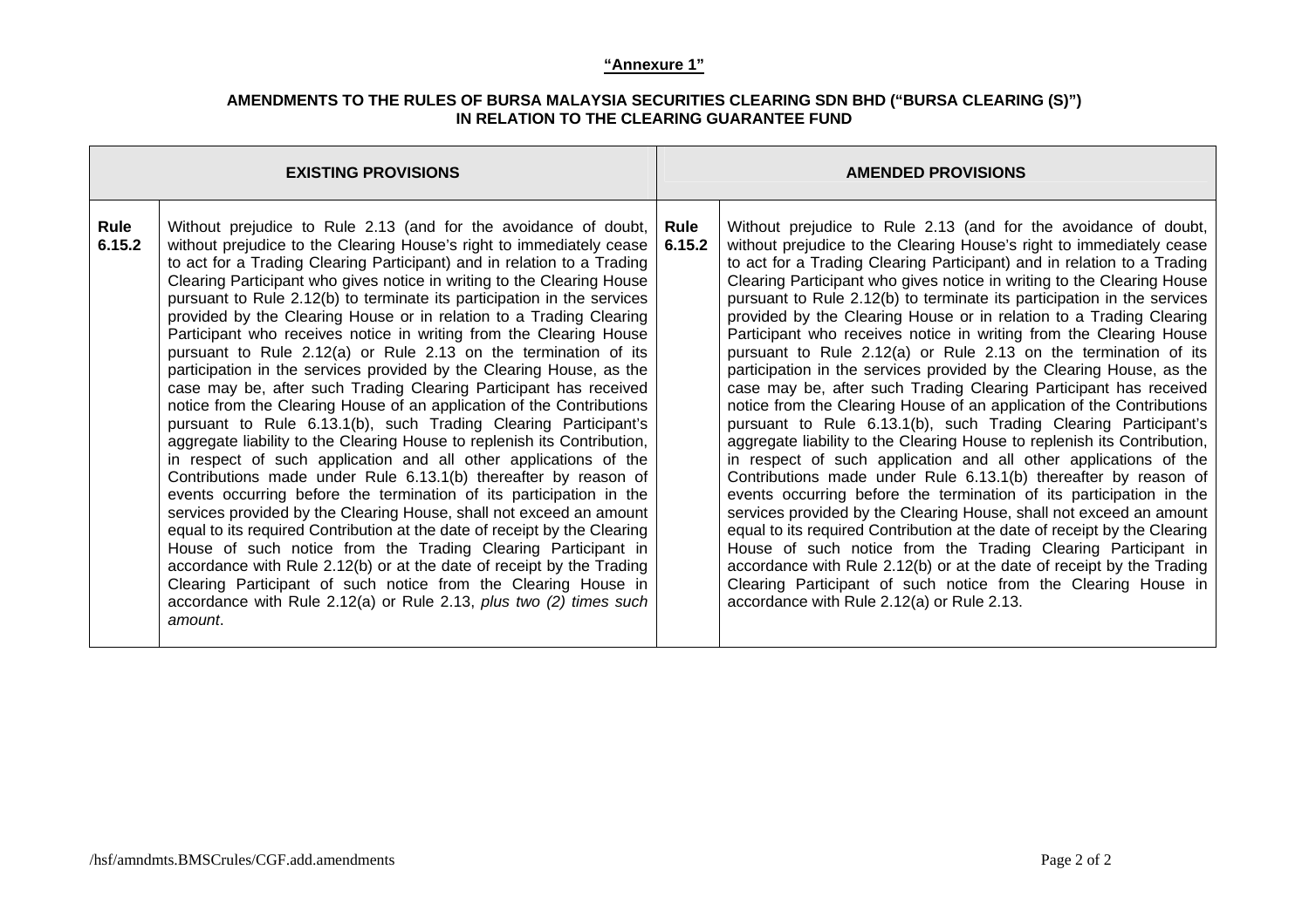**"Annexure 1"**

**AMENDMENTS TO THE RULES OF BURSA MALAYSIA SECURITIES CLEARING SDN BHD ("BURSA CLEARING (S)") IN RELATION TO THE CLEARING GUARANTEE FUND**

| EXISTING PROVISIONS | | AMENDED PROVISIONS | |
|---|---|---|---|
| **Rule 6.15.2** | Without prejudice to Rule 2.13 (and for the avoidance of doubt, without prejudice to the Clearing House's right to immediately cease to act for a Trading Clearing Participant) and in relation to a Trading Clearing Participant who gives notice in writing to the Clearing House pursuant to Rule 2.12(b) to terminate its participation in the services provided by the Clearing House or in relation to a Trading Clearing Participant who receives notice in writing from the Clearing House pursuant to Rule 2.12(a) or Rule 2.13 on the termination of its participation in the services provided by the Clearing House, as the case may be, after such Trading Clearing Participant has received notice from the Clearing House of an application of the Contributions pursuant to Rule 6.13.1(b), such Trading Clearing Participant's aggregate liability to the Clearing House to replenish its Contribution, in respect of such application and all other applications of the Contributions made under Rule 6.13.1(b) thereafter by reason of events occurring before the termination of its participation in the services provided by the Clearing House, shall not exceed an amount equal to its required Contribution at the date of receipt by the Clearing House of such notice from the Trading Clearing Participant in accordance with Rule 2.12(b) or at the date of receipt by the Trading Clearing Participant of such notice from the Clearing House in accordance with Rule 2.12(a) or Rule 2.13, *plus two (2) times such amount*. | **Rule 6.15.2** | Without prejudice to Rule 2.13 (and for the avoidance of doubt, without prejudice to the Clearing House's right to immediately cease to act for a Trading Clearing Participant) and in relation to a Trading Clearing Participant who gives notice in writing to the Clearing House pursuant to Rule 2.12(b) to terminate its participation in the services provided by the Clearing House or in relation to a Trading Clearing Participant who receives notice in writing from the Clearing House pursuant to Rule 2.12(a) or Rule 2.13 on the termination of its participation in the services provided by the Clearing House, as the case may be, after such Trading Clearing Participant has received notice from the Clearing House of an application of the Contributions pursuant to Rule 6.13.1(b), such Trading Clearing Participant's aggregate liability to the Clearing House to replenish its Contribution, in respect of such application and all other applications of the Contributions made under Rule 6.13.1(b) thereafter by reason of events occurring before the termination of its participation in the services provided by the Clearing House, shall not exceed an amount equal to its required Contribution at the date of receipt by the Clearing House of such notice from the Trading Clearing Participant in accordance with Rule 2.12(b) or at the date of receipt by the Trading Clearing Participant of such notice from the Clearing House in accordance with Rule 2.12(a) or Rule 2.13. |

/hsf/amndmts.BMSCrules/CGF.add.amendments